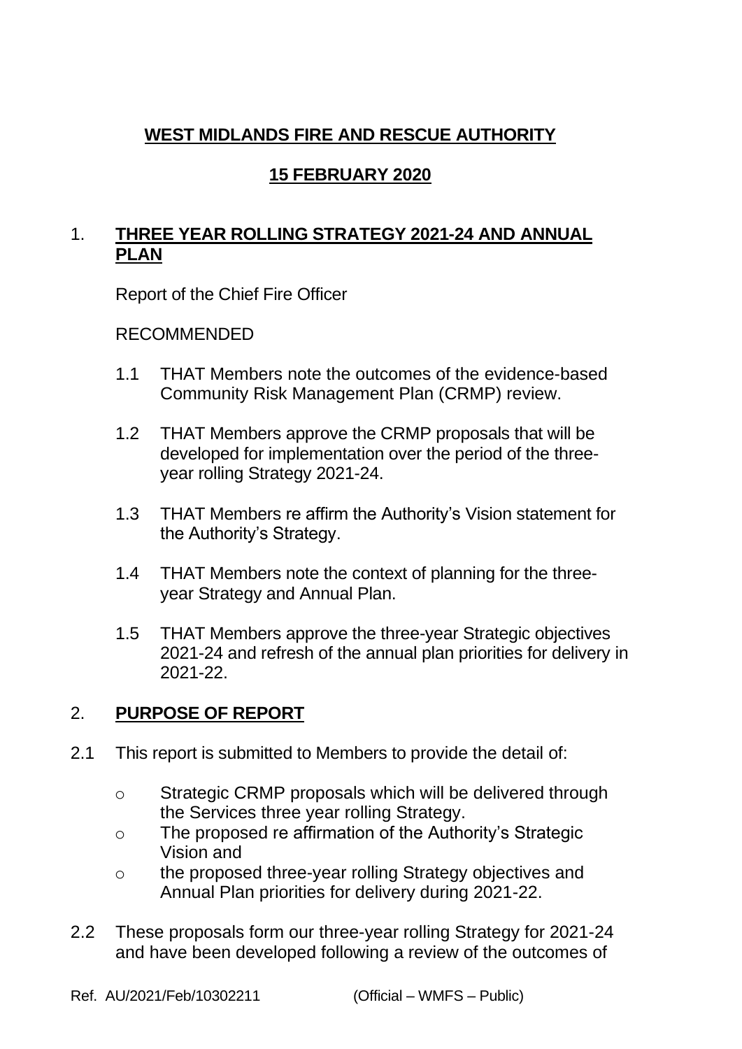# WEST MIDLANDS FIRE AND RESCUE AUTHORITY

## 15 FEBRUARY 2020

## 1. THREE YEAR ROLLING STRATEGY 2021-24 AND ANNUAL PLAN

Report of the Chief Fire Officer

RECOMMENDED

1.1 THAT Members note the outcomes of the evidence-based Community Risk Management Plan (CRMP) review.

1.2 THAT Members approve the CRMP proposals that will be developed for implementation over the period of the three-year rolling Strategy 2021-24.

1.3 THAT Members re affirm the Authority's Vision statement for the Authority's Strategy.

1.4 THAT Members note the context of planning for the three-year Strategy and Annual Plan.

1.5 THAT Members approve the three-year Strategic objectives 2021-24 and refresh of the annual plan priorities for delivery in 2021-22.

## 2. PURPOSE OF REPORT

2.1 This report is submitted to Members to provide the detail of:

- Strategic CRMP proposals which will be delivered through the Services three year rolling Strategy.
- The proposed re affirmation of the Authority's Strategic Vision and
- the proposed three-year rolling Strategy objectives and Annual Plan priorities for delivery during 2021-22.

2.2 These proposals form our three-year rolling Strategy for 2021-24 and have been developed following a review of the outcomes of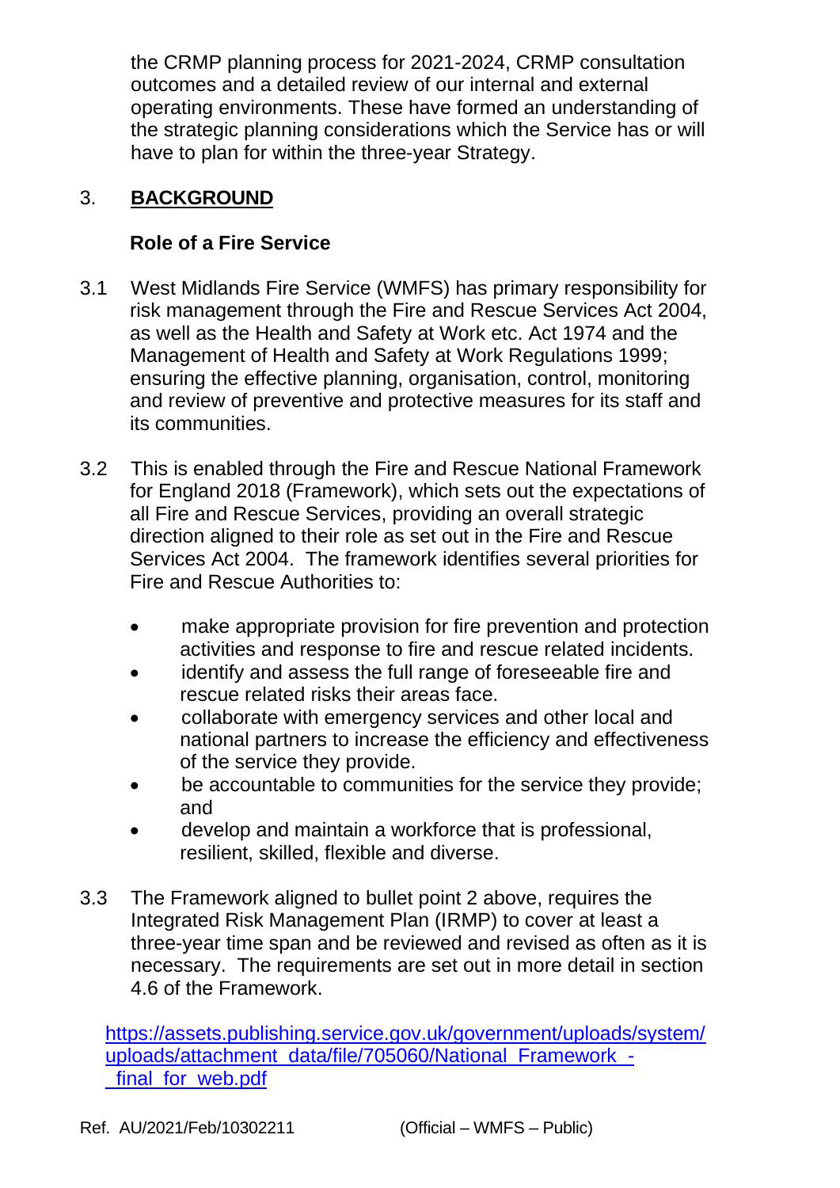the CRMP planning process for 2021-2024, CRMP consultation outcomes and a detailed review of our internal and external operating environments. These have formed an understanding of the strategic planning considerations which the Service has or will have to plan for within the three-year Strategy.

## 3. BACKGROUND

### Role of a Fire Service

3.1 West Midlands Fire Service (WMFS) has primary responsibility for risk management through the Fire and Rescue Services Act 2004, as well as the Health and Safety at Work etc. Act 1974 and the Management of Health and Safety at Work Regulations 1999; ensuring the effective planning, organisation, control, monitoring and review of preventive and protective measures for its staff and its communities.

3.2 This is enabled through the Fire and Rescue National Framework for England 2018 (Framework), which sets out the expectations of all Fire and Rescue Services, providing an overall strategic direction aligned to their role as set out in the Fire and Rescue Services Act 2004. The framework identifies several priorities for Fire and Rescue Authorities to:

- make appropriate provision for fire prevention and protection activities and response to fire and rescue related incidents.
- identify and assess the full range of foreseeable fire and rescue related risks their areas face.
- collaborate with emergency services and other local and national partners to increase the efficiency and effectiveness of the service they provide.
- be accountable to communities for the service they provide; and
- develop and maintain a workforce that is professional, resilient, skilled, flexible and diverse.

3.3 The Framework aligned to bullet point 2 above, requires the Integrated Risk Management Plan (IRMP) to cover at least a three-year time span and be reviewed and revised as often as it is necessary. The requirements are set out in more detail in section 4.6 of the Framework.

https://assets.publishing.service.gov.uk/government/uploads/system/uploads/attachment_data/file/705060/National_Framework_-_final_for_web.pdf

Ref. AU/2021/Feb/10302211 (Official – WMFS – Public)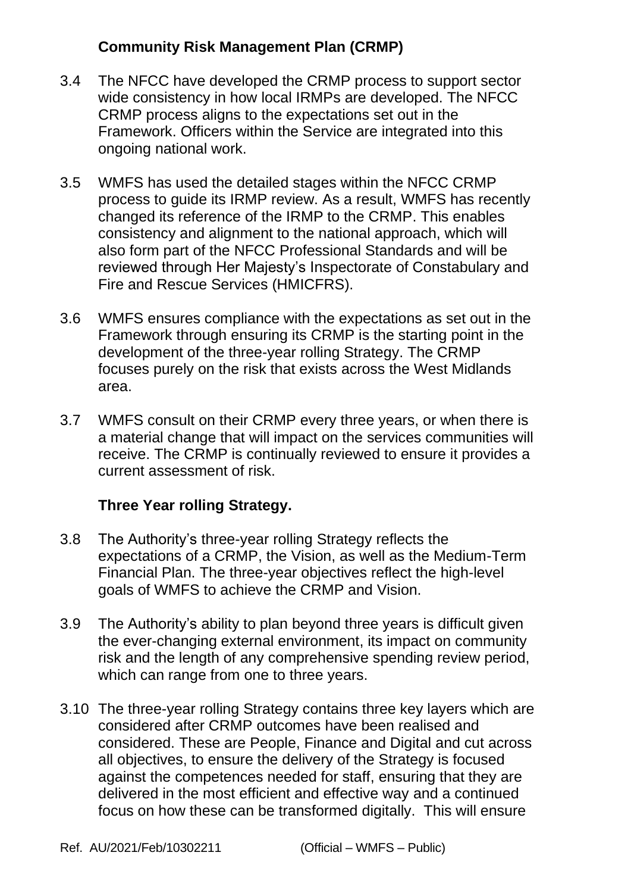## Community Risk Management Plan (CRMP)

3.4 The NFCC have developed the CRMP process to support sector wide consistency in how local IRMPs are developed. The NFCC CRMP process aligns to the expectations set out in the Framework. Officers within the Service are integrated into this ongoing national work.

3.5 WMFS has used the detailed stages within the NFCC CRMP process to guide its IRMP review. As a result, WMFS has recently changed its reference of the IRMP to the CRMP. This enables consistency and alignment to the national approach, which will also form part of the NFCC Professional Standards and will be reviewed through Her Majesty's Inspectorate of Constabulary and Fire and Rescue Services (HMICFRS).

3.6 WMFS ensures compliance with the expectations as set out in the Framework through ensuring its CRMP is the starting point in the development of the three-year rolling Strategy. The CRMP focuses purely on the risk that exists across the West Midlands area.

3.7 WMFS consult on their CRMP every three years, or when there is a material change that will impact on the services communities will receive. The CRMP is continually reviewed to ensure it provides a current assessment of risk.

## Three Year rolling Strategy.

3.8 The Authority's three-year rolling Strategy reflects the expectations of a CRMP, the Vision, as well as the Medium-Term Financial Plan. The three-year objectives reflect the high-level goals of WMFS to achieve the CRMP and Vision.

3.9 The Authority's ability to plan beyond three years is difficult given the ever-changing external environment, its impact on community risk and the length of any comprehensive spending review period, which can range from one to three years.

3.10 The three-year rolling Strategy contains three key layers which are considered after CRMP outcomes have been realised and considered. These are People, Finance and Digital and cut across all objectives, to ensure the delivery of the Strategy is focused against the competences needed for staff, ensuring that they are delivered in the most efficient and effective way and a continued focus on how these can be transformed digitally. This will ensure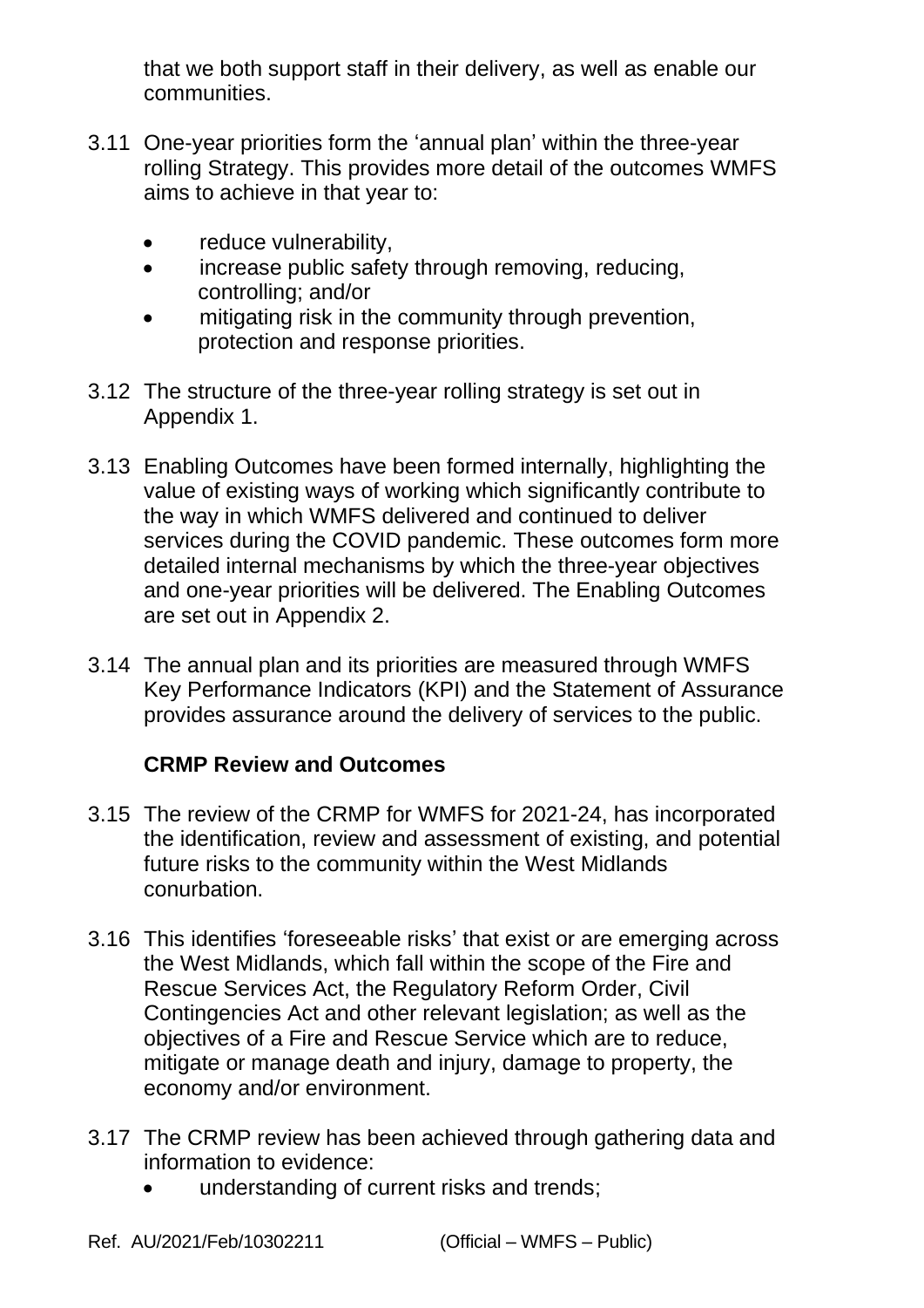that we both support staff in their delivery, as well as enable our communities.

3.11 One-year priorities form the 'annual plan' within the three-year rolling Strategy. This provides more detail of the outcomes WMFS aims to achieve in that year to:

- reduce vulnerability,
- increase public safety through removing, reducing, controlling; and/or
- mitigating risk in the community through prevention, protection and response priorities.

3.12 The structure of the three-year rolling strategy is set out in Appendix 1.

3.13 Enabling Outcomes have been formed internally, highlighting the value of existing ways of working which significantly contribute to the way in which WMFS delivered and continued to deliver services during the COVID pandemic. These outcomes form more detailed internal mechanisms by which the three-year objectives and one-year priorities will be delivered. The Enabling Outcomes are set out in Appendix 2.

3.14 The annual plan and its priorities are measured through WMFS Key Performance Indicators (KPI) and the Statement of Assurance provides assurance around the delivery of services to the public.

**CRMP Review and Outcomes**

3.15 The review of the CRMP for WMFS for 2021-24, has incorporated the identification, review and assessment of existing, and potential future risks to the community within the West Midlands conurbation.

3.16 This identifies 'foreseeable risks' that exist or are emerging across the West Midlands, which fall within the scope of the Fire and Rescue Services Act, the Regulatory Reform Order, Civil Contingencies Act and other relevant legislation; as well as the objectives of a Fire and Rescue Service which are to reduce, mitigate or manage death and injury, damage to property, the economy and/or environment.

3.17 The CRMP review has been achieved through gathering data and information to evidence:

- understanding of current risks and trends;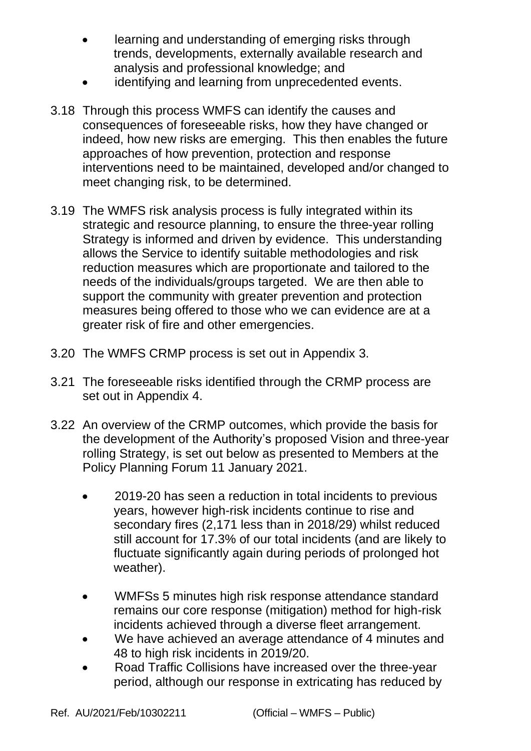- learning and understanding of emerging risks through trends, developments, externally available research and analysis and professional knowledge; and
- identifying and learning from unprecedented events.

3.18 Through this process WMFS can identify the causes and consequences of foreseeable risks, how they have changed or indeed, how new risks are emerging. This then enables the future approaches of how prevention, protection and response interventions need to be maintained, developed and/or changed to meet changing risk, to be determined.

3.19 The WMFS risk analysis process is fully integrated within its strategic and resource planning, to ensure the three-year rolling Strategy is informed and driven by evidence. This understanding allows the Service to identify suitable methodologies and risk reduction measures which are proportionate and tailored to the needs of the individuals/groups targeted. We are then able to support the community with greater prevention and protection measures being offered to those who we can evidence are at a greater risk of fire and other emergencies.

3.20 The WMFS CRMP process is set out in Appendix 3.

3.21 The foreseeable risks identified through the CRMP process are set out in Appendix 4.

3.22 An overview of the CRMP outcomes, which provide the basis for the development of the Authority's proposed Vision and three-year rolling Strategy, is set out below as presented to Members at the Policy Planning Forum 11 January 2021.

- 2019-20 has seen a reduction in total incidents to previous years, however high-risk incidents continue to rise and secondary fires (2,171 less than in 2018/29) whilst reduced still account for 17.3% of our total incidents (and are likely to fluctuate significantly again during periods of prolonged hot weather).

- WMFSs 5 minutes high risk response attendance standard remains our core response (mitigation) method for high-risk incidents achieved through a diverse fleet arrangement.
- We have achieved an average attendance of 4 minutes and 48 to high risk incidents in 2019/20.
- Road Traffic Collisions have increased over the three-year period, although our response in extricating has reduced by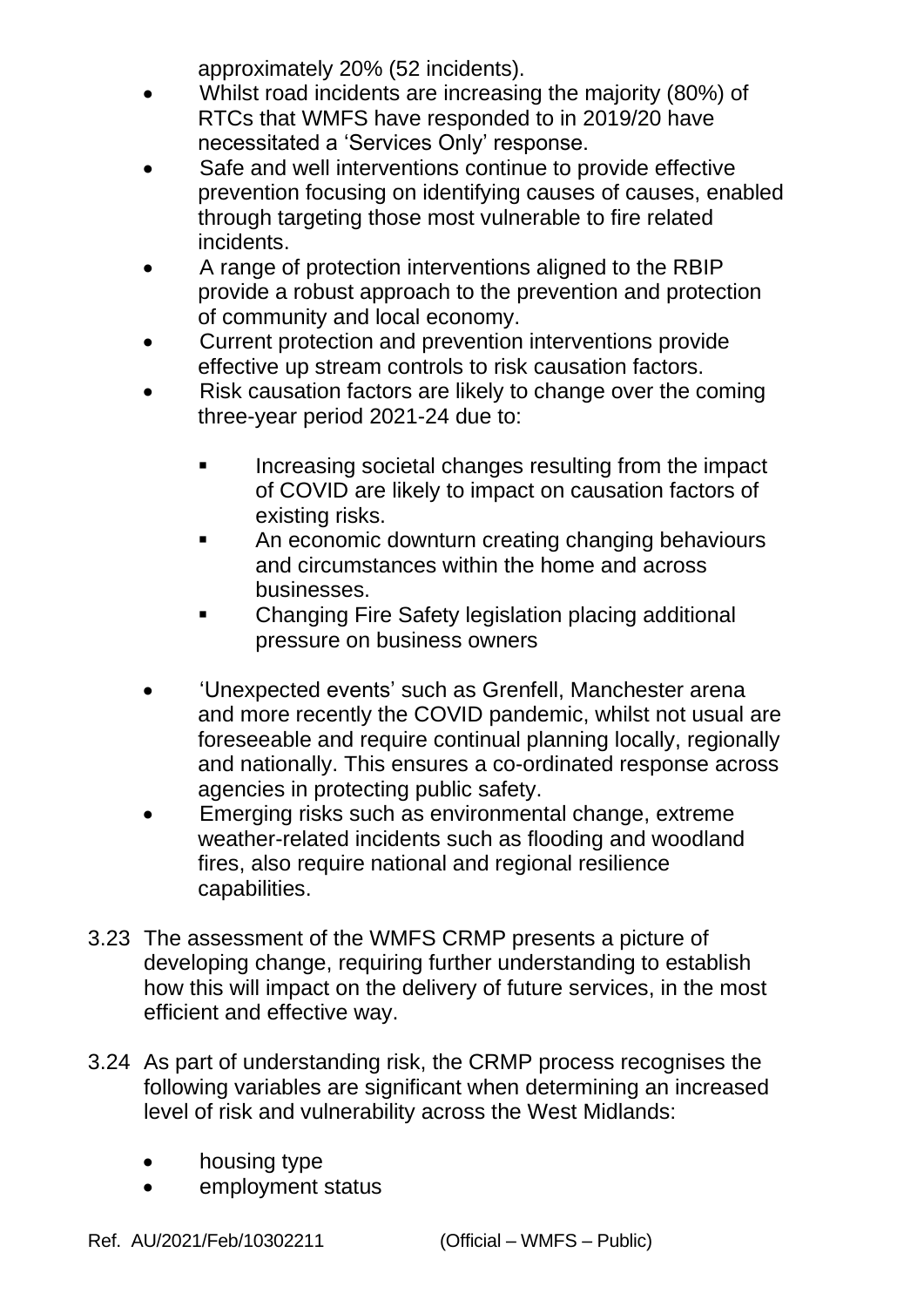approximately 20% (52 incidents).

- Whilst road incidents are increasing the majority (80%) of RTCs that WMFS have responded to in 2019/20 have necessitated a 'Services Only' response.
- Safe and well interventions continue to provide effective prevention focusing on identifying causes of causes, enabled through targeting those most vulnerable to fire related incidents.
- A range of protection interventions aligned to the RBIP provide a robust approach to the prevention and protection of community and local economy.
- Current protection and prevention interventions provide effective up stream controls to risk causation factors.
- Risk causation factors are likely to change over the coming three-year period 2021-24 due to:
  - Increasing societal changes resulting from the impact of COVID are likely to impact on causation factors of existing risks.
  - An economic downturn creating changing behaviours and circumstances within the home and across businesses.
  - Changing Fire Safety legislation placing additional pressure on business owners
- 'Unexpected events' such as Grenfell, Manchester arena and more recently the COVID pandemic, whilst not usual are foreseeable and require continual planning locally, regionally and nationally. This ensures a co-ordinated response across agencies in protecting public safety.
- Emerging risks such as environmental change, extreme weather-related incidents such as flooding and woodland fires, also require national and regional resilience capabilities.

3.23 The assessment of the WMFS CRMP presents a picture of developing change, requiring further understanding to establish how this will impact on the delivery of future services, in the most efficient and effective way.

3.24 As part of understanding risk, the CRMP process recognises the following variables are significant when determining an increased level of risk and vulnerability across the West Midlands:

- housing type
- employment status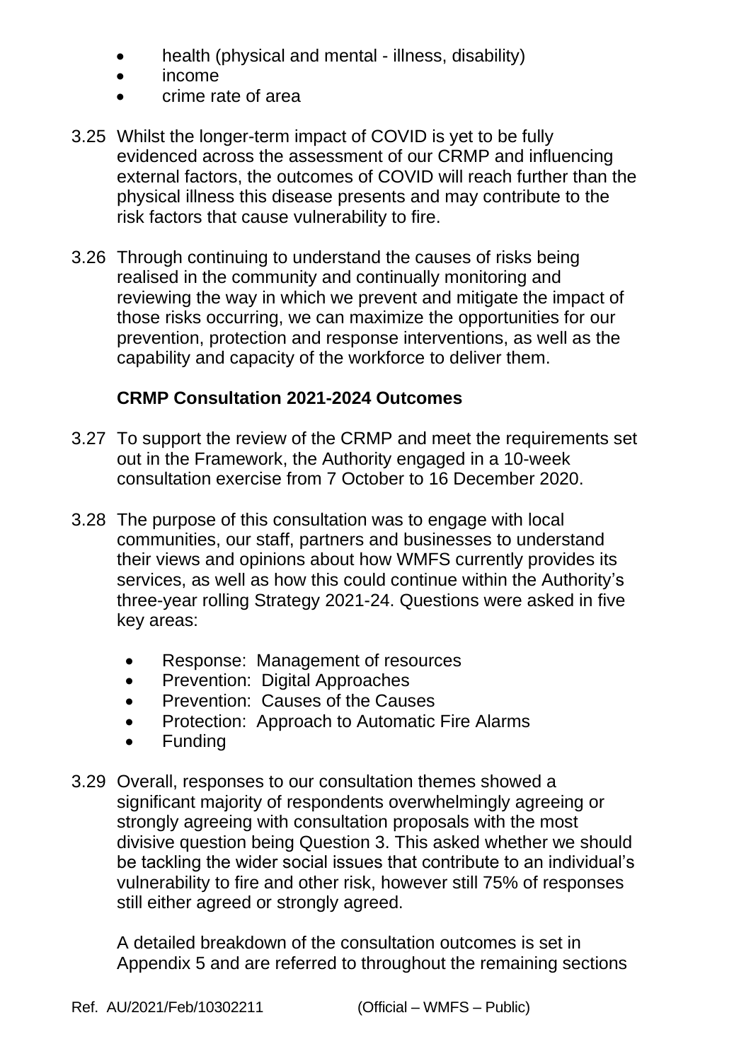- health (physical and mental - illness, disability)
- income
- crime rate of area

3.25 Whilst the longer-term impact of COVID is yet to be fully evidenced across the assessment of our CRMP and influencing external factors, the outcomes of COVID will reach further than the physical illness this disease presents and may contribute to the risk factors that cause vulnerability to fire.

3.26 Through continuing to understand the causes of risks being realised in the community and continually monitoring and reviewing the way in which we prevent and mitigate the impact of those risks occurring, we can maximize the opportunities for our prevention, protection and response interventions, as well as the capability and capacity of the workforce to deliver them.

**CRMP Consultation 2021-2024 Outcomes**

3.27 To support the review of the CRMP and meet the requirements set out in the Framework, the Authority engaged in a 10-week consultation exercise from 7 October to 16 December 2020.

3.28 The purpose of this consultation was to engage with local communities, our staff, partners and businesses to understand their views and opinions about how WMFS currently provides its services, as well as how this could continue within the Authority's three-year rolling Strategy 2021-24. Questions were asked in five key areas:

- Response: Management of resources
- Prevention: Digital Approaches
- Prevention: Causes of the Causes
- Protection: Approach to Automatic Fire Alarms
- Funding

3.29 Overall, responses to our consultation themes showed a significant majority of respondents overwhelmingly agreeing or strongly agreeing with consultation proposals with the most divisive question being Question 3. This asked whether we should be tackling the wider social issues that contribute to an individual's vulnerability to fire and other risk, however still 75% of responses still either agreed or strongly agreed.

A detailed breakdown of the consultation outcomes is set in Appendix 5 and are referred to throughout the remaining sections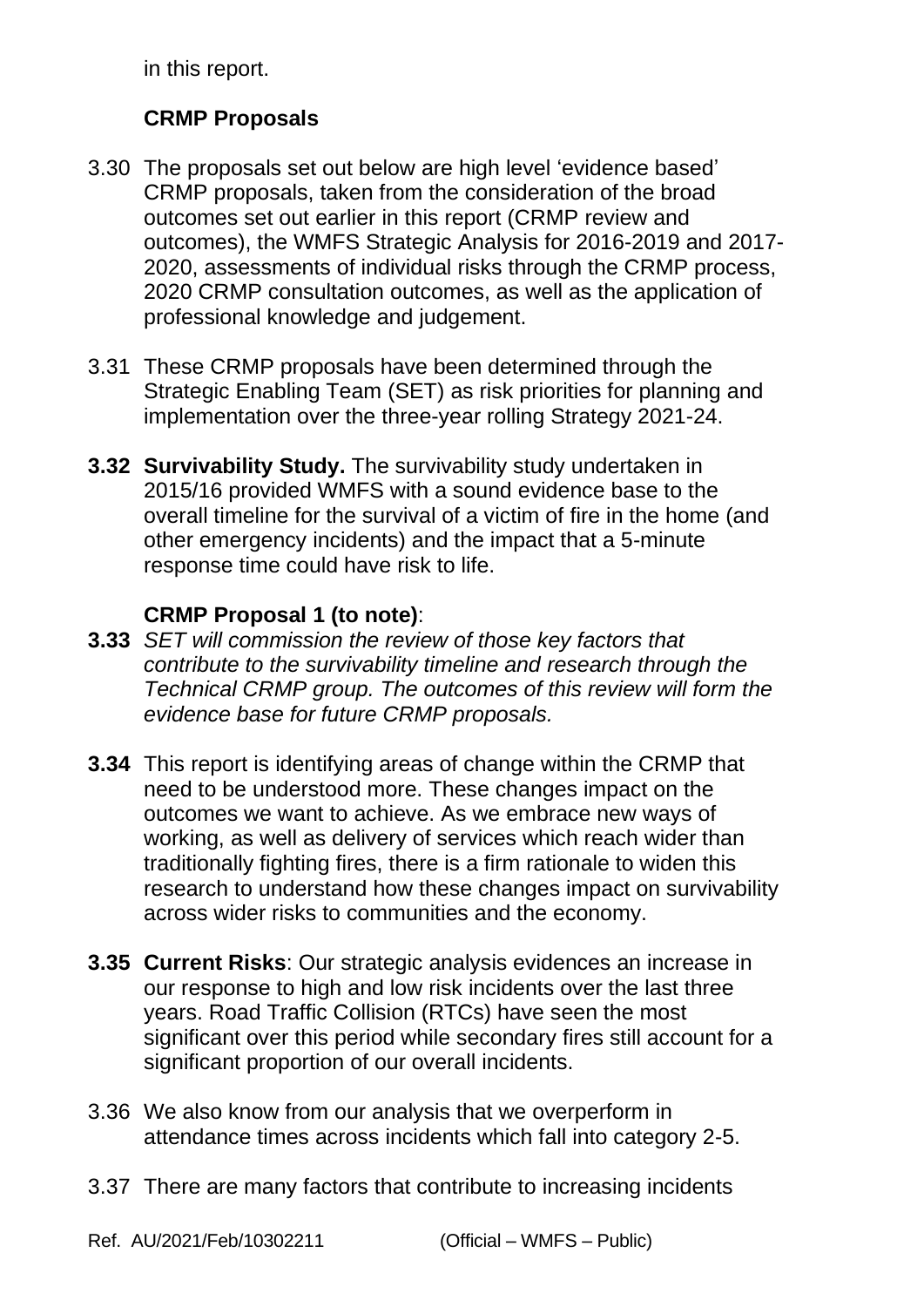in this report.

**CRMP Proposals**

3.30 The proposals set out below are high level 'evidence based' CRMP proposals, taken from the consideration of the broad outcomes set out earlier in this report (CRMP review and outcomes), the WMFS Strategic Analysis for 2016-2019 and 2017-2020, assessments of individual risks through the CRMP process, 2020 CRMP consultation outcomes, as well as the application of professional knowledge and judgement.

3.31 These CRMP proposals have been determined through the Strategic Enabling Team (SET) as risk priorities for planning and implementation over the three-year rolling Strategy 2021-24.

**3.32 Survivability Study.** The survivability study undertaken in 2015/16 provided WMFS with a sound evidence base to the overall timeline for the survival of a victim of fire in the home (and other emergency incidents) and the impact that a 5-minute response time could have risk to life.

**CRMP Proposal 1 (to note)**:

**3.33** *SET will commission the review of those key factors that contribute to the survivability timeline and research through the Technical CRMP group. The outcomes of this review will form the evidence base for future CRMP proposals.*

**3.34** This report is identifying areas of change within the CRMP that need to be understood more. These changes impact on the outcomes we want to achieve. As we embrace new ways of working, as well as delivery of services which reach wider than traditionally fighting fires, there is a firm rationale to widen this research to understand how these changes impact on survivability across wider risks to communities and the economy.

**3.35 Current Risks**: Our strategic analysis evidences an increase in our response to high and low risk incidents over the last three years. Road Traffic Collision (RTCs) have seen the most significant over this period while secondary fires still account for a significant proportion of our overall incidents.

3.36 We also know from our analysis that we overperform in attendance times across incidents which fall into category 2-5.

3.37 There are many factors that contribute to increasing incidents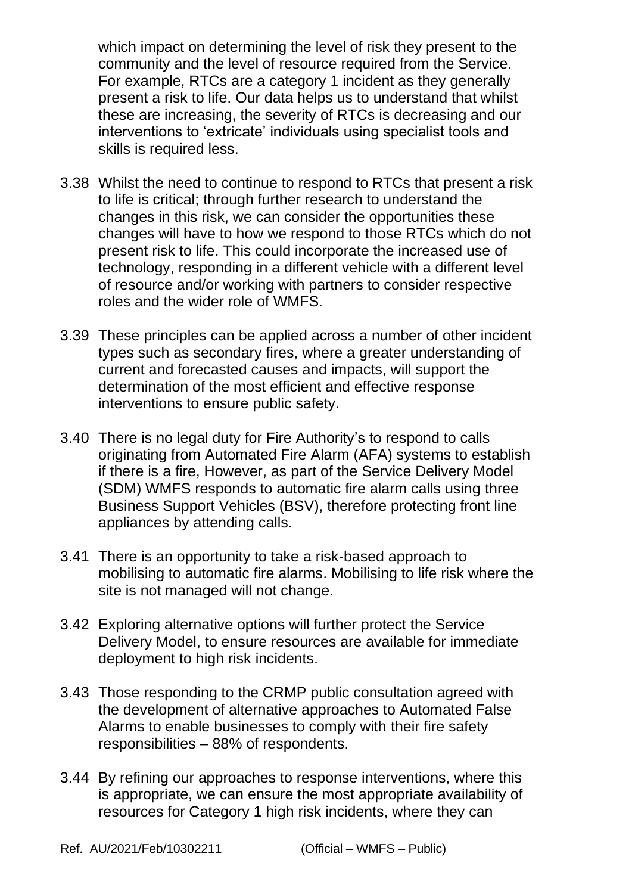which impact on determining the level of risk they present to the community and the level of resource required from the Service. For example, RTCs are a category 1 incident as they generally present a risk to life. Our data helps us to understand that whilst these are increasing, the severity of RTCs is decreasing and our interventions to 'extricate' individuals using specialist tools and skills is required less.

3.38 Whilst the need to continue to respond to RTCs that present a risk to life is critical; through further research to understand the changes in this risk, we can consider the opportunities these changes will have to how we respond to those RTCs which do not present risk to life. This could incorporate the increased use of technology, responding in a different vehicle with a different level of resource and/or working with partners to consider respective roles and the wider role of WMFS.

3.39 These principles can be applied across a number of other incident types such as secondary fires, where a greater understanding of current and forecasted causes and impacts, will support the determination of the most efficient and effective response interventions to ensure public safety.

3.40 There is no legal duty for Fire Authority's to respond to calls originating from Automated Fire Alarm (AFA) systems to establish if there is a fire, However, as part of the Service Delivery Model (SDM) WMFS responds to automatic fire alarm calls using three Business Support Vehicles (BSV), therefore protecting front line appliances by attending calls.

3.41 There is an opportunity to take a risk-based approach to mobilising to automatic fire alarms. Mobilising to life risk where the site is not managed will not change.

3.42 Exploring alternative options will further protect the Service Delivery Model, to ensure resources are available for immediate deployment to high risk incidents.

3.43 Those responding to the CRMP public consultation agreed with the development of alternative approaches to Automated False Alarms to enable businesses to comply with their fire safety responsibilities – 88% of respondents.

3.44 By refining our approaches to response interventions, where this is appropriate, we can ensure the most appropriate availability of resources for Category 1 high risk incidents, where they can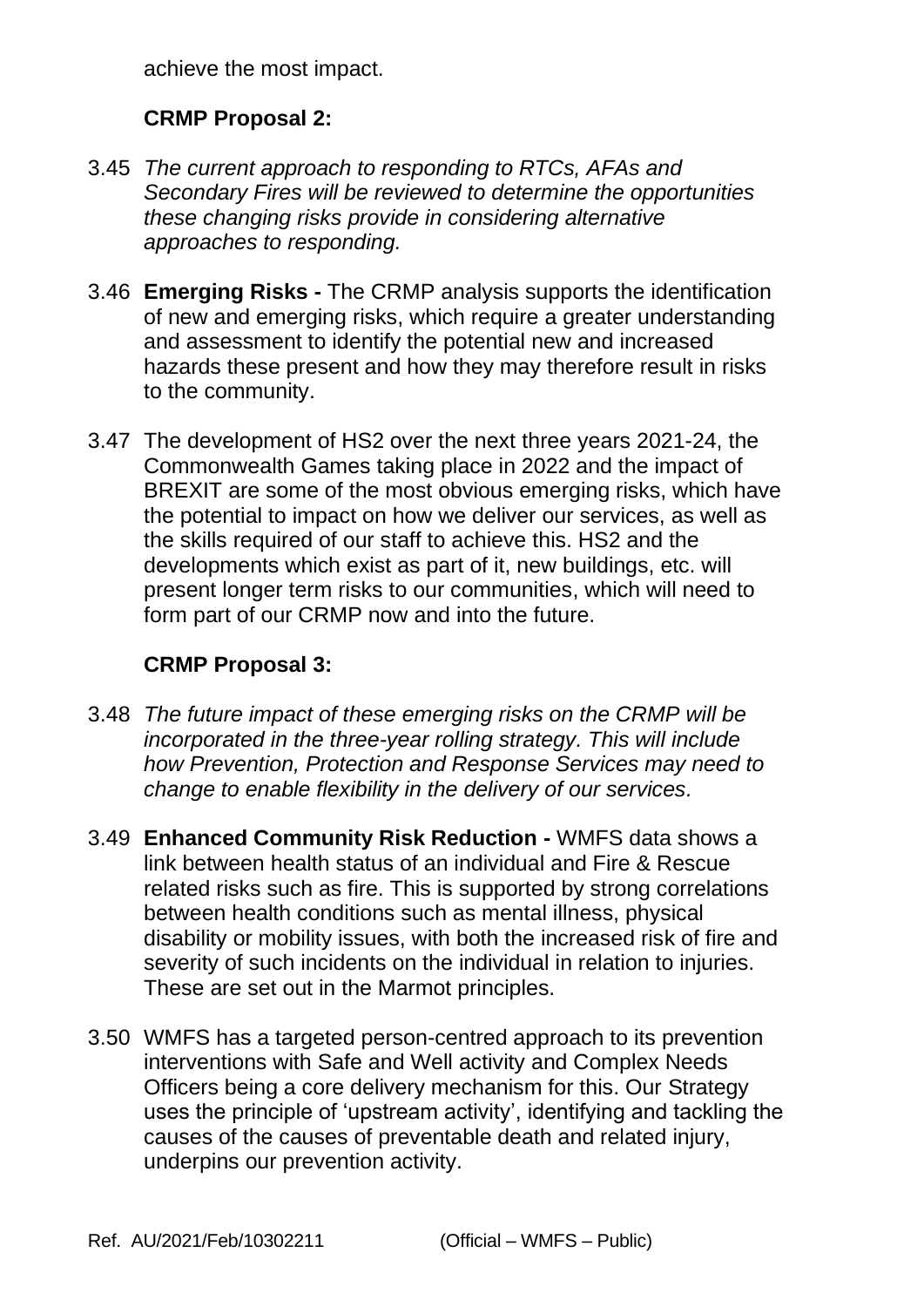achieve the most impact.

**CRMP Proposal 2:**

3.45 *The current approach to responding to RTCs, AFAs and Secondary Fires will be reviewed to determine the opportunities these changing risks provide in considering alternative approaches to responding.*

3.46 **Emerging Risks -** The CRMP analysis supports the identification of new and emerging risks, which require a greater understanding and assessment to identify the potential new and increased hazards these present and how they may therefore result in risks to the community.

3.47 The development of HS2 over the next three years 2021-24, the Commonwealth Games taking place in 2022 and the impact of BREXIT are some of the most obvious emerging risks, which have the potential to impact on how we deliver our services, as well as the skills required of our staff to achieve this. HS2 and the developments which exist as part of it, new buildings, etc. will present longer term risks to our communities, which will need to form part of our CRMP now and into the future.

**CRMP Proposal 3:**

3.48 *The future impact of these emerging risks on the CRMP will be incorporated in the three-year rolling strategy. This will include how Prevention, Protection and Response Services may need to change to enable flexibility in the delivery of our services.*

3.49 **Enhanced Community Risk Reduction -** WMFS data shows a link between health status of an individual and Fire & Rescue related risks such as fire. This is supported by strong correlations between health conditions such as mental illness, physical disability or mobility issues, with both the increased risk of fire and severity of such incidents on the individual in relation to injuries. These are set out in the Marmot principles.

3.50 WMFS has a targeted person-centred approach to its prevention interventions with Safe and Well activity and Complex Needs Officers being a core delivery mechanism for this. Our Strategy uses the principle of 'upstream activity', identifying and tackling the causes of the causes of preventable death and related injury, underpins our prevention activity.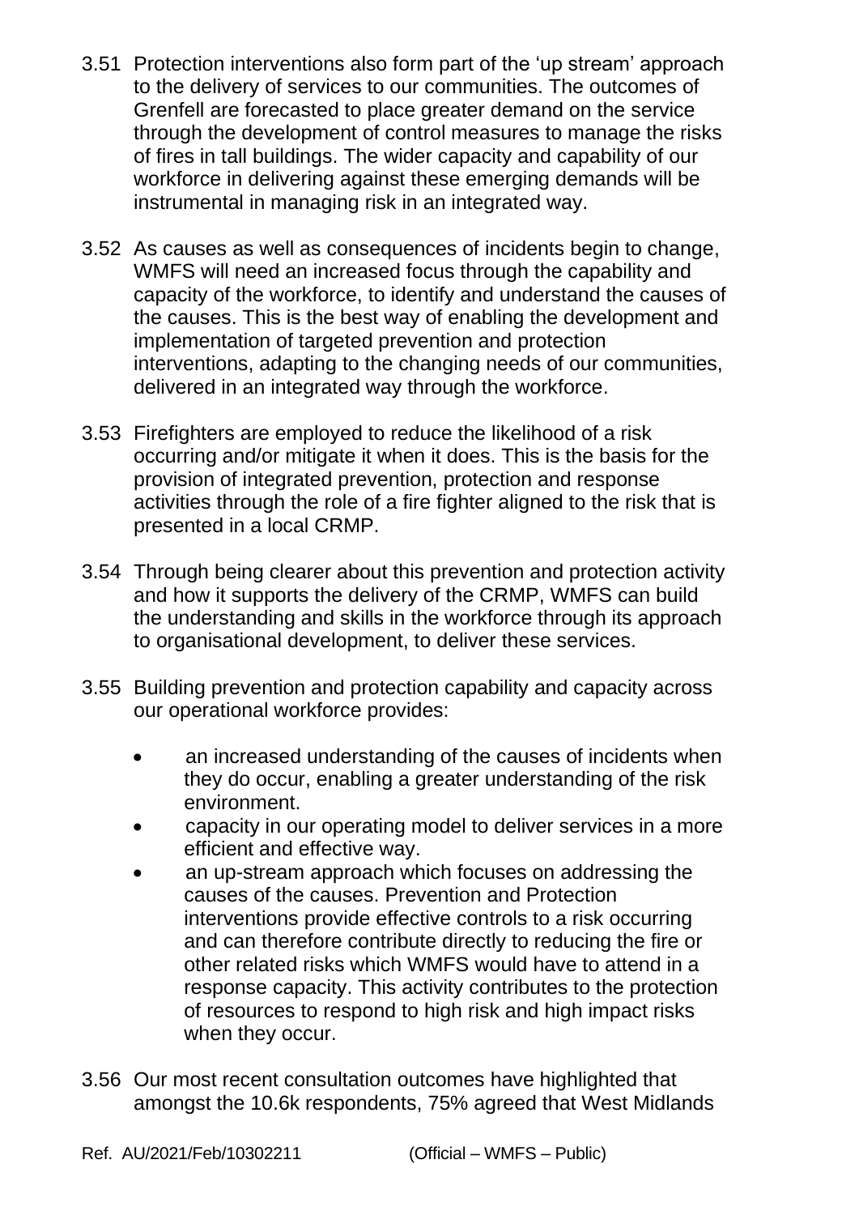3.51 Protection interventions also form part of the 'up stream' approach to the delivery of services to our communities. The outcomes of Grenfell are forecasted to place greater demand on the service through the development of control measures to manage the risks of fires in tall buildings. The wider capacity and capability of our workforce in delivering against these emerging demands will be instrumental in managing risk in an integrated way.

3.52 As causes as well as consequences of incidents begin to change, WMFS will need an increased focus through the capability and capacity of the workforce, to identify and understand the causes of the causes. This is the best way of enabling the development and implementation of targeted prevention and protection interventions, adapting to the changing needs of our communities, delivered in an integrated way through the workforce.

3.53 Firefighters are employed to reduce the likelihood of a risk occurring and/or mitigate it when it does. This is the basis for the provision of integrated prevention, protection and response activities through the role of a fire fighter aligned to the risk that is presented in a local CRMP.

3.54 Through being clearer about this prevention and protection activity and how it supports the delivery of the CRMP, WMFS can build the understanding and skills in the workforce through its approach to organisational development, to deliver these services.

3.55 Building prevention and protection capability and capacity across our operational workforce provides:

- an increased understanding of the causes of incidents when they do occur, enabling a greater understanding of the risk environment.
- capacity in our operating model to deliver services in a more efficient and effective way.
- an up-stream approach which focuses on addressing the causes of the causes. Prevention and Protection interventions provide effective controls to a risk occurring and can therefore contribute directly to reducing the fire or other related risks which WMFS would have to attend in a response capacity. This activity contributes to the protection of resources to respond to high risk and high impact risks when they occur.

3.56 Our most recent consultation outcomes have highlighted that amongst the 10.6k respondents, 75% agreed that West Midlands

Ref. AU/2021/Feb/10302211 (Official – WMFS – Public)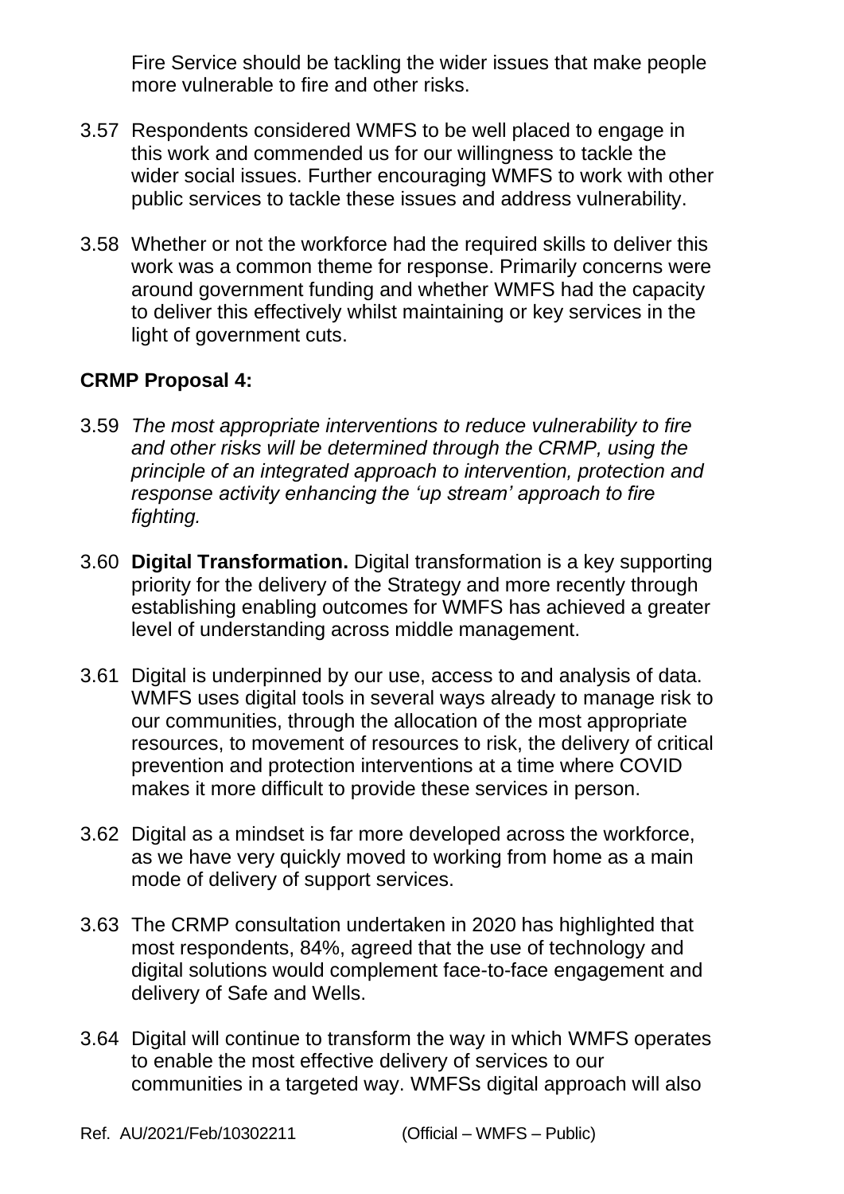Fire Service should be tackling the wider issues that make people more vulnerable to fire and other risks.

3.57 Respondents considered WMFS to be well placed to engage in this work and commended us for our willingness to tackle the wider social issues. Further encouraging WMFS to work with other public services to tackle these issues and address vulnerability.

3.58 Whether or not the workforce had the required skills to deliver this work was a common theme for response. Primarily concerns were around government funding and whether WMFS had the capacity to deliver this effectively whilst maintaining or key services in the light of government cuts.

**CRMP Proposal 4:**

3.59 *The most appropriate interventions to reduce vulnerability to fire and other risks will be determined through the CRMP, using the principle of an integrated approach to intervention, protection and response activity enhancing the 'up stream' approach to fire fighting.*

3.60 **Digital Transformation.** Digital transformation is a key supporting priority for the delivery of the Strategy and more recently through establishing enabling outcomes for WMFS has achieved a greater level of understanding across middle management.

3.61 Digital is underpinned by our use, access to and analysis of data. WMFS uses digital tools in several ways already to manage risk to our communities, through the allocation of the most appropriate resources, to movement of resources to risk, the delivery of critical prevention and protection interventions at a time where COVID makes it more difficult to provide these services in person.

3.62 Digital as a mindset is far more developed across the workforce, as we have very quickly moved to working from home as a main mode of delivery of support services.

3.63 The CRMP consultation undertaken in 2020 has highlighted that most respondents, 84%, agreed that the use of technology and digital solutions would complement face-to-face engagement and delivery of Safe and Wells.

3.64 Digital will continue to transform the way in which WMFS operates to enable the most effective delivery of services to our communities in a targeted way. WMFSs digital approach will also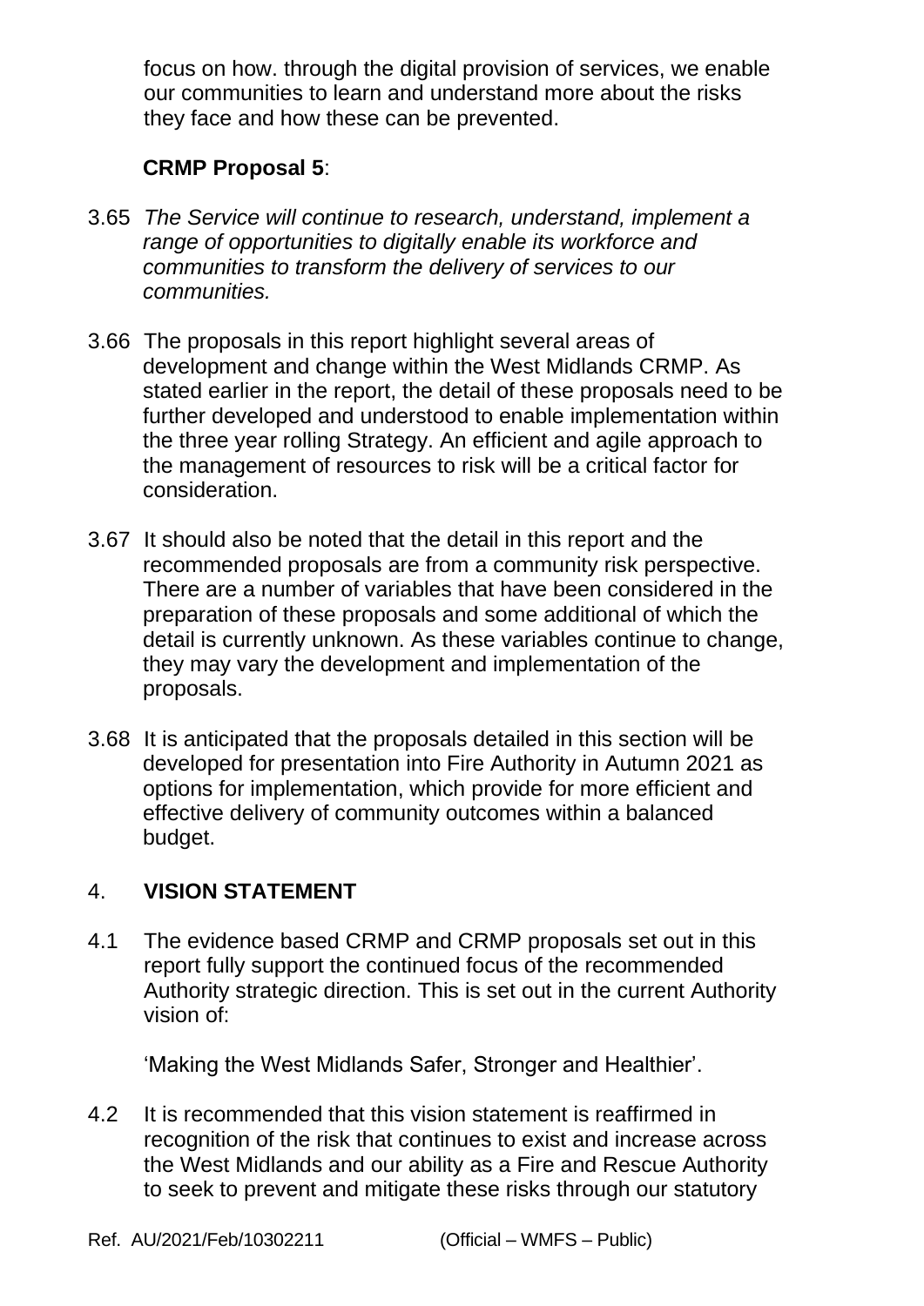focus on how. through the digital provision of services, we enable our communities to learn and understand more about the risks they face and how these can be prevented.

**CRMP Proposal 5**:

3.65 *The Service will continue to research, understand, implement a range of opportunities to digitally enable its workforce and communities to transform the delivery of services to our communities.*

3.66 The proposals in this report highlight several areas of development and change within the West Midlands CRMP. As stated earlier in the report, the detail of these proposals need to be further developed and understood to enable implementation within the three year rolling Strategy. An efficient and agile approach to the management of resources to risk will be a critical factor for consideration.

3.67 It should also be noted that the detail in this report and the recommended proposals are from a community risk perspective. There are a number of variables that have been considered in the preparation of these proposals and some additional of which the detail is currently unknown. As these variables continue to change, they may vary the development and implementation of the proposals.

3.68 It is anticipated that the proposals detailed in this section will be developed for presentation into Fire Authority in Autumn 2021 as options for implementation, which provide for more efficient and effective delivery of community outcomes within a balanced budget.

## 4. **VISION STATEMENT**

4.1 The evidence based CRMP and CRMP proposals set out in this report fully support the continued focus of the recommended Authority strategic direction. This is set out in the current Authority vision of:

'Making the West Midlands Safer, Stronger and Healthier'.

4.2 It is recommended that this vision statement is reaffirmed in recognition of the risk that continues to exist and increase across the West Midlands and our ability as a Fire and Rescue Authority to seek to prevent and mitigate these risks through our statutory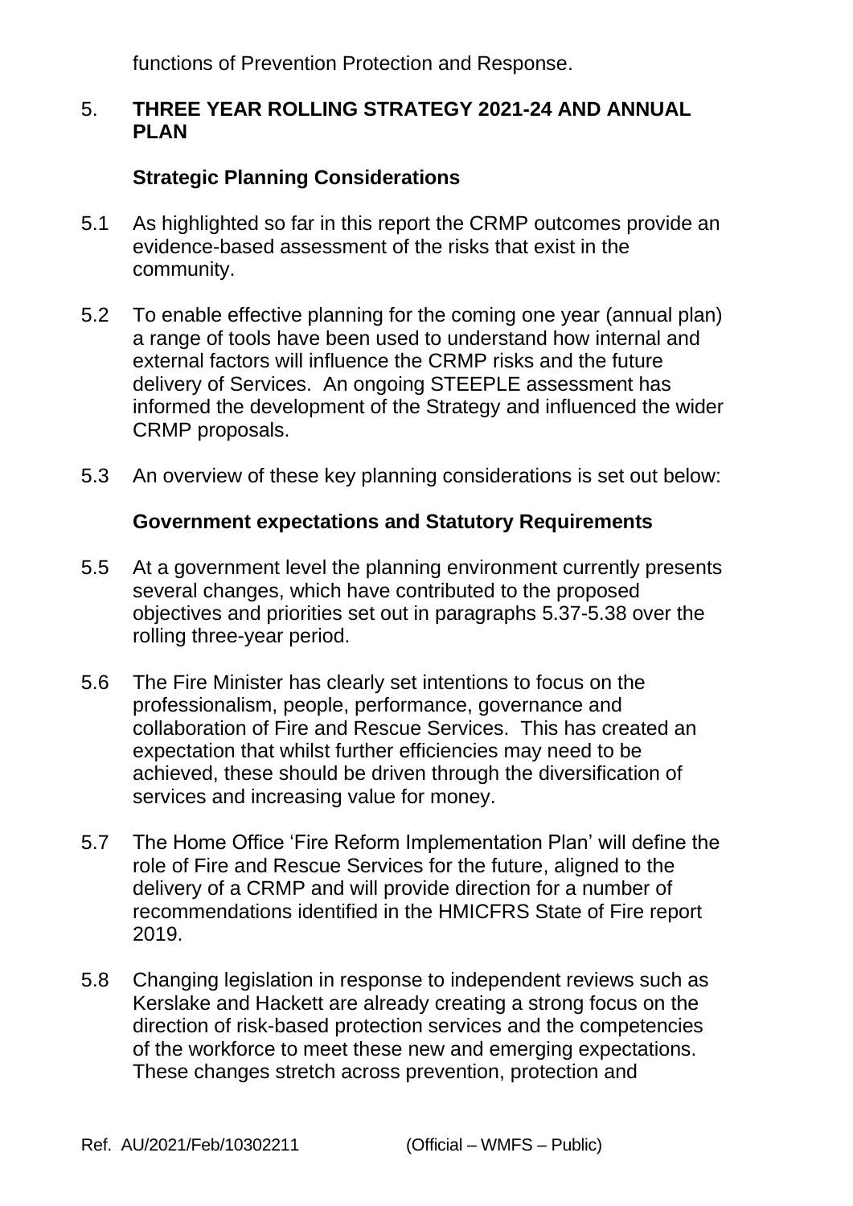functions of Prevention Protection and Response.

5. **THREE YEAR ROLLING STRATEGY 2021-24 AND ANNUAL PLAN**

**Strategic Planning Considerations**

5.1 As highlighted so far in this report the CRMP outcomes provide an evidence-based assessment of the risks that exist in the community.

5.2 To enable effective planning for the coming one year (annual plan) a range of tools have been used to understand how internal and external factors will influence the CRMP risks and the future delivery of Services. An ongoing STEEPLE assessment has informed the development of the Strategy and influenced the wider CRMP proposals.

5.3 An overview of these key planning considerations is set out below:

**Government expectations and Statutory Requirements**

5.5 At a government level the planning environment currently presents several changes, which have contributed to the proposed objectives and priorities set out in paragraphs 5.37-5.38 over the rolling three-year period.

5.6 The Fire Minister has clearly set intentions to focus on the professionalism, people, performance, governance and collaboration of Fire and Rescue Services. This has created an expectation that whilst further efficiencies may need to be achieved, these should be driven through the diversification of services and increasing value for money.

5.7 The Home Office 'Fire Reform Implementation Plan' will define the role of Fire and Rescue Services for the future, aligned to the delivery of a CRMP and will provide direction for a number of recommendations identified in the HMICFRS State of Fire report 2019.

5.8 Changing legislation in response to independent reviews such as Kerslake and Hackett are already creating a strong focus on the direction of risk-based protection services and the competencies of the workforce to meet these new and emerging expectations. These changes stretch across prevention, protection and

Ref. AU/2021/Feb/10302211 (Official – WMFS – Public)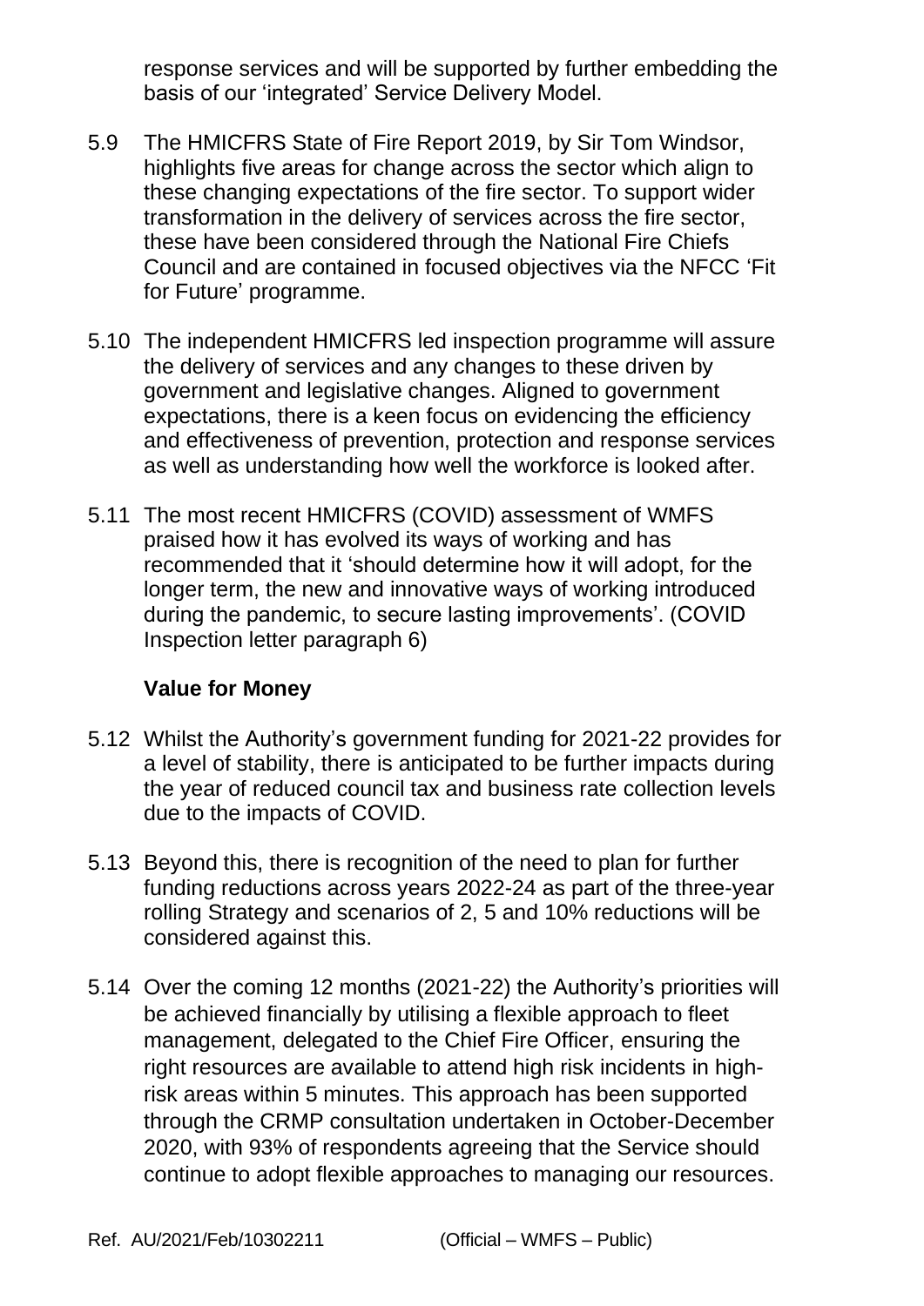response services and will be supported by further embedding the basis of our 'integrated' Service Delivery Model.

5.9 The HMICFRS State of Fire Report 2019, by Sir Tom Windsor, highlights five areas for change across the sector which align to these changing expectations of the fire sector. To support wider transformation in the delivery of services across the fire sector, these have been considered through the National Fire Chiefs Council and are contained in focused objectives via the NFCC 'Fit for Future' programme.

5.10 The independent HMICFRS led inspection programme will assure the delivery of services and any changes to these driven by government and legislative changes. Aligned to government expectations, there is a keen focus on evidencing the efficiency and effectiveness of prevention, protection and response services as well as understanding how well the workforce is looked after.

5.11 The most recent HMICFRS (COVID) assessment of WMFS praised how it has evolved its ways of working and has recommended that it 'should determine how it will adopt, for the longer term, the new and innovative ways of working introduced during the pandemic, to secure lasting improvements'. (COVID Inspection letter paragraph 6)

**Value for Money**

5.12 Whilst the Authority's government funding for 2021-22 provides for a level of stability, there is anticipated to be further impacts during the year of reduced council tax and business rate collection levels due to the impacts of COVID.

5.13 Beyond this, there is recognition of the need to plan for further funding reductions across years 2022-24 as part of the three-year rolling Strategy and scenarios of 2, 5 and 10% reductions will be considered against this.

5.14 Over the coming 12 months (2021-22) the Authority's priorities will be achieved financially by utilising a flexible approach to fleet management, delegated to the Chief Fire Officer, ensuring the right resources are available to attend high risk incidents in high-risk areas within 5 minutes. This approach has been supported through the CRMP consultation undertaken in October-December 2020, with 93% of respondents agreeing that the Service should continue to adopt flexible approaches to managing our resources.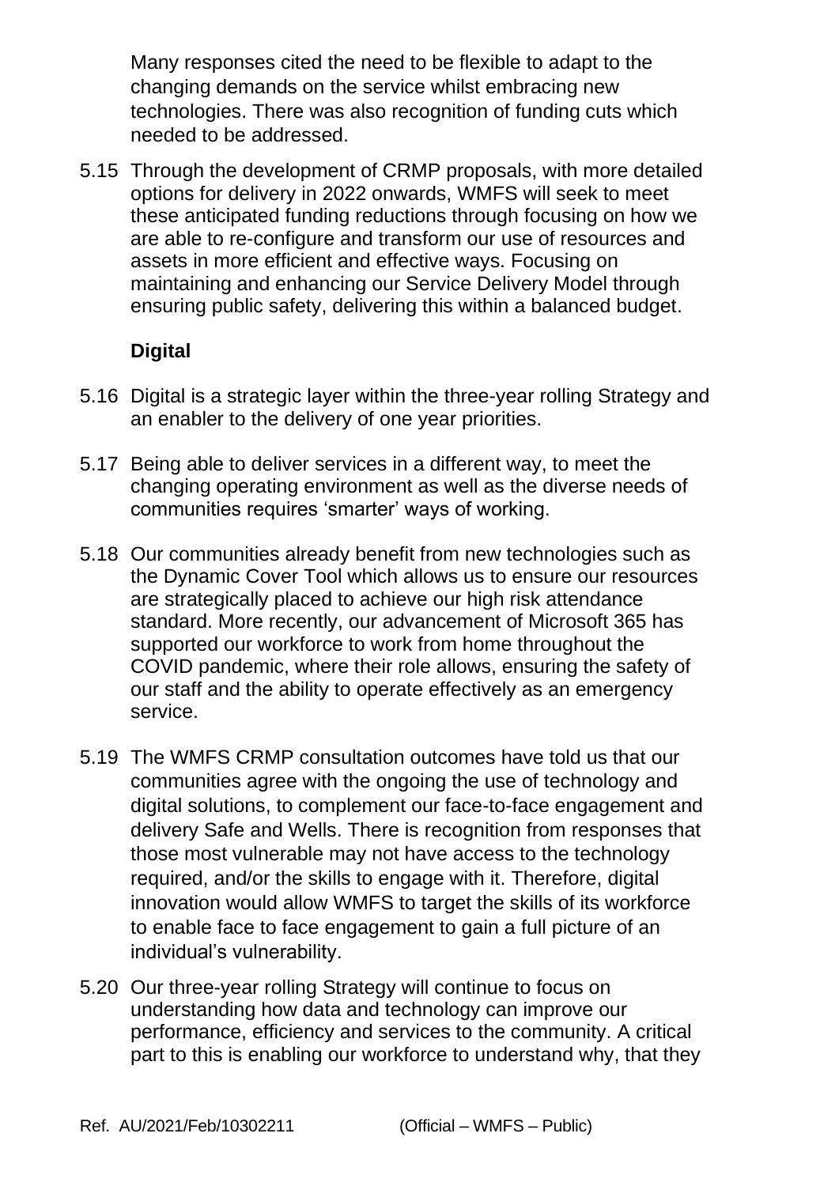Many responses cited the need to be flexible to adapt to the changing demands on the service whilst embracing new technologies. There was also recognition of funding cuts which needed to be addressed.

5.15 Through the development of CRMP proposals, with more detailed options for delivery in 2022 onwards, WMFS will seek to meet these anticipated funding reductions through focusing on how we are able to re-configure and transform our use of resources and assets in more efficient and effective ways. Focusing on maintaining and enhancing our Service Delivery Model through ensuring public safety, delivering this within a balanced budget.

**Digital**

5.16 Digital is a strategic layer within the three-year rolling Strategy and an enabler to the delivery of one year priorities.

5.17 Being able to deliver services in a different way, to meet the changing operating environment as well as the diverse needs of communities requires 'smarter' ways of working.

5.18 Our communities already benefit from new technologies such as the Dynamic Cover Tool which allows us to ensure our resources are strategically placed to achieve our high risk attendance standard. More recently, our advancement of Microsoft 365 has supported our workforce to work from home throughout the COVID pandemic, where their role allows, ensuring the safety of our staff and the ability to operate effectively as an emergency service.

5.19 The WMFS CRMP consultation outcomes have told us that our communities agree with the ongoing the use of technology and digital solutions, to complement our face-to-face engagement and delivery Safe and Wells. There is recognition from responses that those most vulnerable may not have access to the technology required, and/or the skills to engage with it. Therefore, digital innovation would allow WMFS to target the skills of its workforce to enable face to face engagement to gain a full picture of an individual's vulnerability.

5.20 Our three-year rolling Strategy will continue to focus on understanding how data and technology can improve our performance, efficiency and services to the community. A critical part to this is enabling our workforce to understand why, that they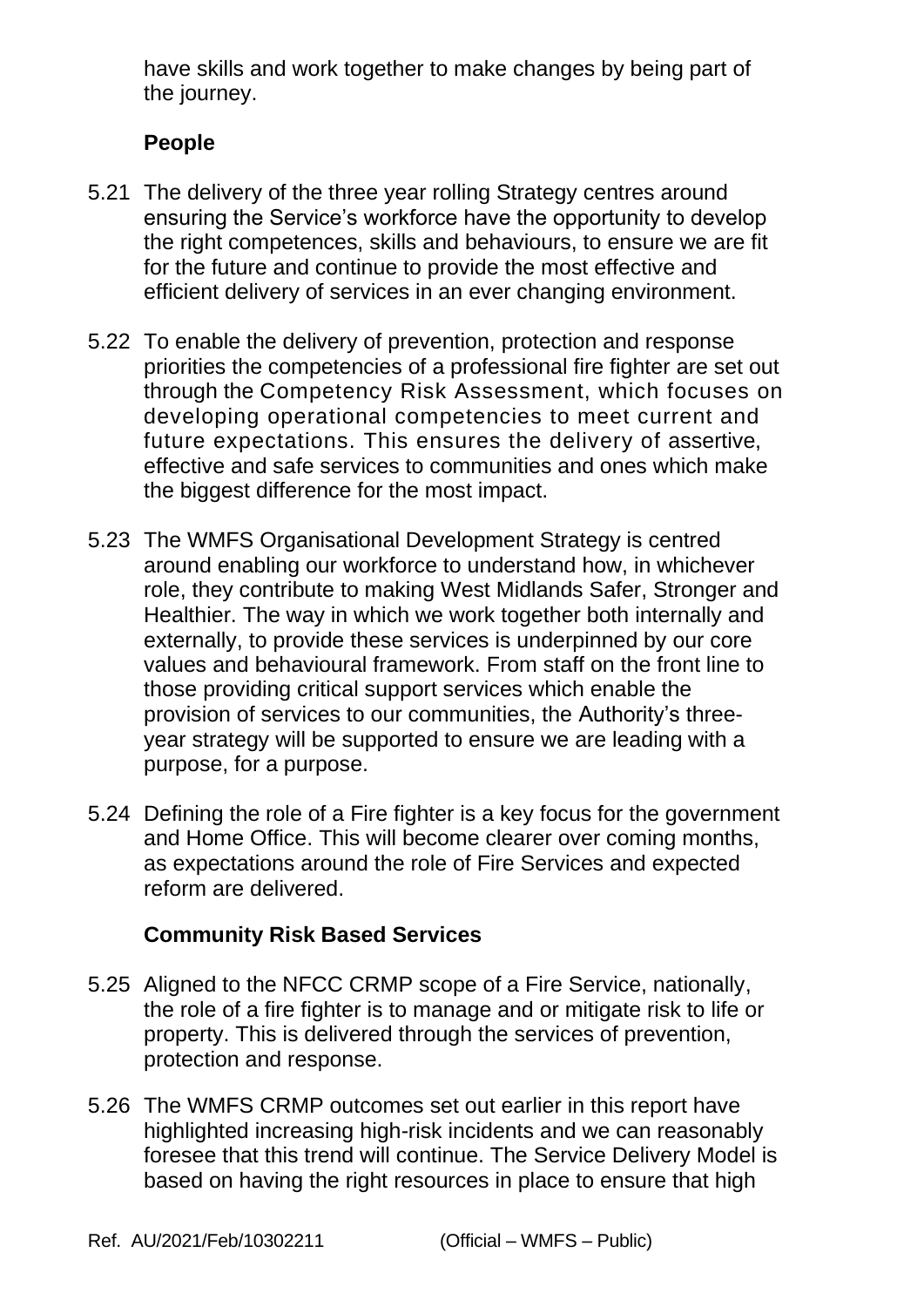have skills and work together to make changes by being part of the journey.

**People**

5.21 The delivery of the three year rolling Strategy centres around ensuring the Service's workforce have the opportunity to develop the right competences, skills and behaviours, to ensure we are fit for the future and continue to provide the most effective and efficient delivery of services in an ever changing environment.

5.22 To enable the delivery of prevention, protection and response priorities the competencies of a professional fire fighter are set out through the Competency Risk Assessment, which focuses on developing operational competencies to meet current and future expectations. This ensures the delivery of assertive, effective and safe services to communities and ones which make the biggest difference for the most impact.

5.23 The WMFS Organisational Development Strategy is centred around enabling our workforce to understand how, in whichever role, they contribute to making West Midlands Safer, Stronger and Healthier. The way in which we work together both internally and externally, to provide these services is underpinned by our core values and behavioural framework. From staff on the front line to those providing critical support services which enable the provision of services to our communities, the Authority's three-year strategy will be supported to ensure we are leading with a purpose, for a purpose.

5.24 Defining the role of a Fire fighter is a key focus for the government and Home Office. This will become clearer over coming months, as expectations around the role of Fire Services and expected reform are delivered.

**Community Risk Based Services**

5.25 Aligned to the NFCC CRMP scope of a Fire Service, nationally, the role of a fire fighter is to manage and or mitigate risk to life or property. This is delivered through the services of prevention, protection and response.

5.26 The WMFS CRMP outcomes set out earlier in this report have highlighted increasing high-risk incidents and we can reasonably foresee that this trend will continue. The Service Delivery Model is based on having the right resources in place to ensure that high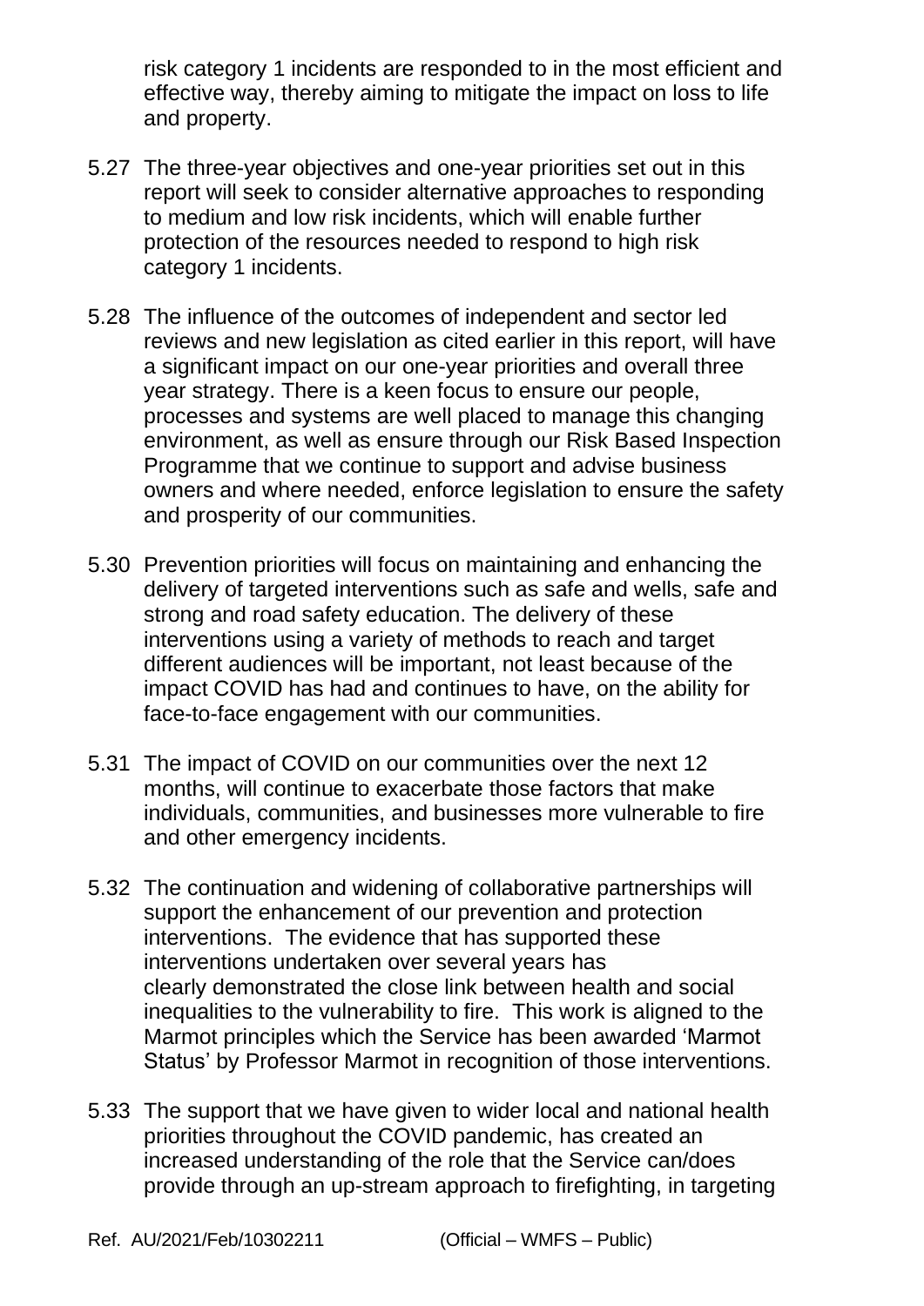risk category 1 incidents are responded to in the most efficient and effective way, thereby aiming to mitigate the impact on loss to life and property.

5.27 The three-year objectives and one-year priorities set out in this report will seek to consider alternative approaches to responding to medium and low risk incidents, which will enable further protection of the resources needed to respond to high risk category 1 incidents.

5.28 The influence of the outcomes of independent and sector led reviews and new legislation as cited earlier in this report, will have a significant impact on our one-year priorities and overall three year strategy. There is a keen focus to ensure our people, processes and systems are well placed to manage this changing environment, as well as ensure through our Risk Based Inspection Programme that we continue to support and advise business owners and where needed, enforce legislation to ensure the safety and prosperity of our communities.

5.30 Prevention priorities will focus on maintaining and enhancing the delivery of targeted interventions such as safe and wells, safe and strong and road safety education. The delivery of these interventions using a variety of methods to reach and target different audiences will be important, not least because of the impact COVID has had and continues to have, on the ability for face-to-face engagement with our communities.

5.31 The impact of COVID on our communities over the next 12 months, will continue to exacerbate those factors that make individuals, communities, and businesses more vulnerable to fire and other emergency incidents.

5.32 The continuation and widening of collaborative partnerships will support the enhancement of our prevention and protection interventions. The evidence that has supported these interventions undertaken over several years has clearly demonstrated the close link between health and social inequalities to the vulnerability to fire. This work is aligned to the Marmot principles which the Service has been awarded 'Marmot Status' by Professor Marmot in recognition of those interventions.

5.33 The support that we have given to wider local and national health priorities throughout the COVID pandemic, has created an increased understanding of the role that the Service can/does provide through an up-stream approach to firefighting, in targeting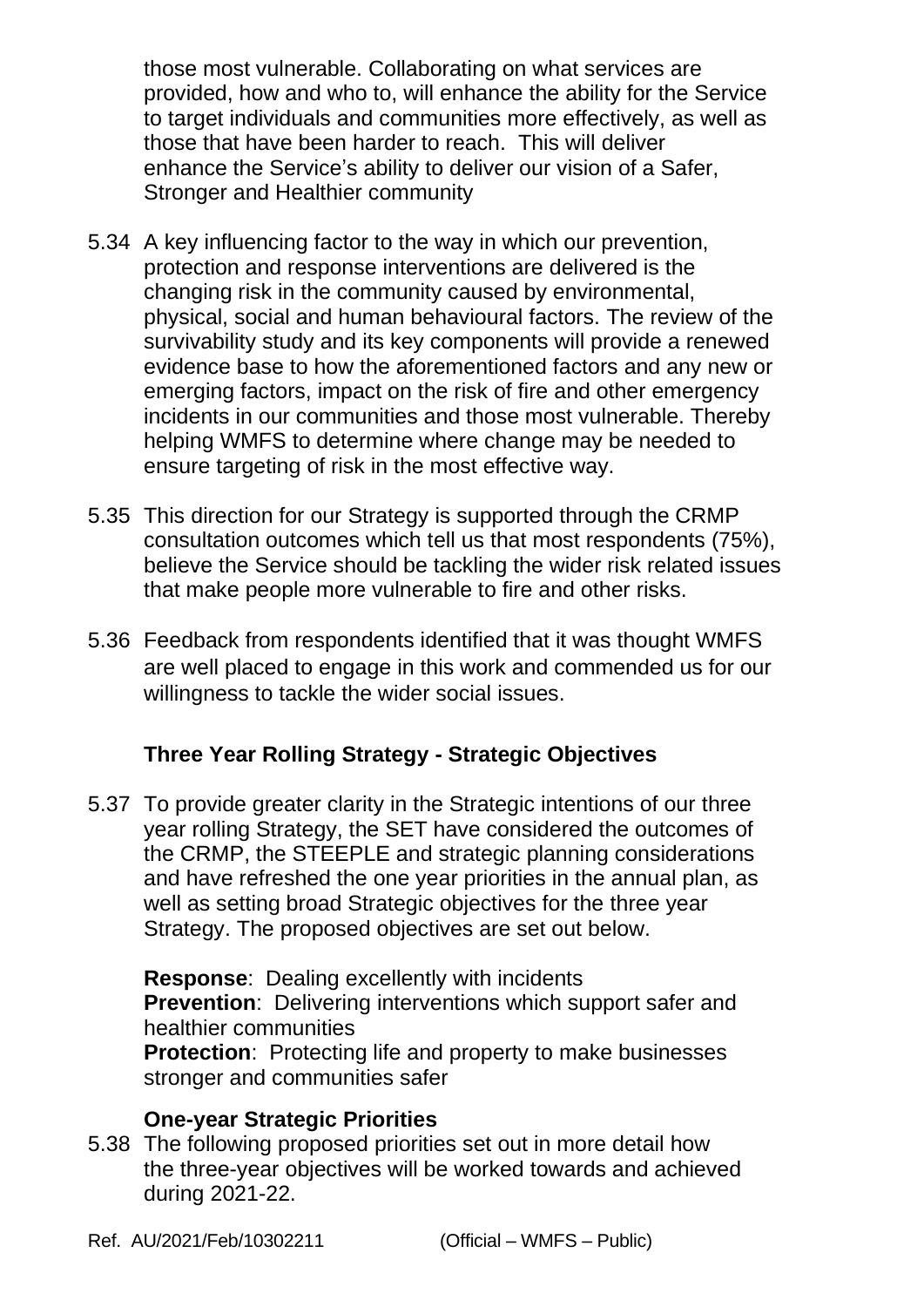those most vulnerable. Collaborating on what services are provided, how and who to, will enhance the ability for the Service to target individuals and communities more effectively, as well as those that have been harder to reach. This will deliver enhance the Service's ability to deliver our vision of a Safer, Stronger and Healthier community

5.34 A key influencing factor to the way in which our prevention, protection and response interventions are delivered is the changing risk in the community caused by environmental, physical, social and human behavioural factors. The review of the survivability study and its key components will provide a renewed evidence base to how the aforementioned factors and any new or emerging factors, impact on the risk of fire and other emergency incidents in our communities and those most vulnerable. Thereby helping WMFS to determine where change may be needed to ensure targeting of risk in the most effective way.

5.35 This direction for our Strategy is supported through the CRMP consultation outcomes which tell us that most respondents (75%), believe the Service should be tackling the wider risk related issues that make people more vulnerable to fire and other risks.

5.36 Feedback from respondents identified that it was thought WMFS are well placed to engage in this work and commended us for our willingness to tackle the wider social issues.

**Three Year Rolling Strategy - Strategic Objectives**

5.37 To provide greater clarity in the Strategic intentions of our three year rolling Strategy, the SET have considered the outcomes of the CRMP, the STEEPLE and strategic planning considerations and have refreshed the one year priorities in the annual plan, as well as setting broad Strategic objectives for the three year Strategy. The proposed objectives are set out below.

**Response**: Dealing excellently with incidents
**Prevention**: Delivering interventions which support safer and healthier communities
**Protection**: Protecting life and property to make businesses stronger and communities safer

**One-year Strategic Priorities**

5.38 The following proposed priorities set out in more detail how the three-year objectives will be worked towards and achieved during 2021-22.

Ref. AU/2021/Feb/10302211 (Official – WMFS – Public)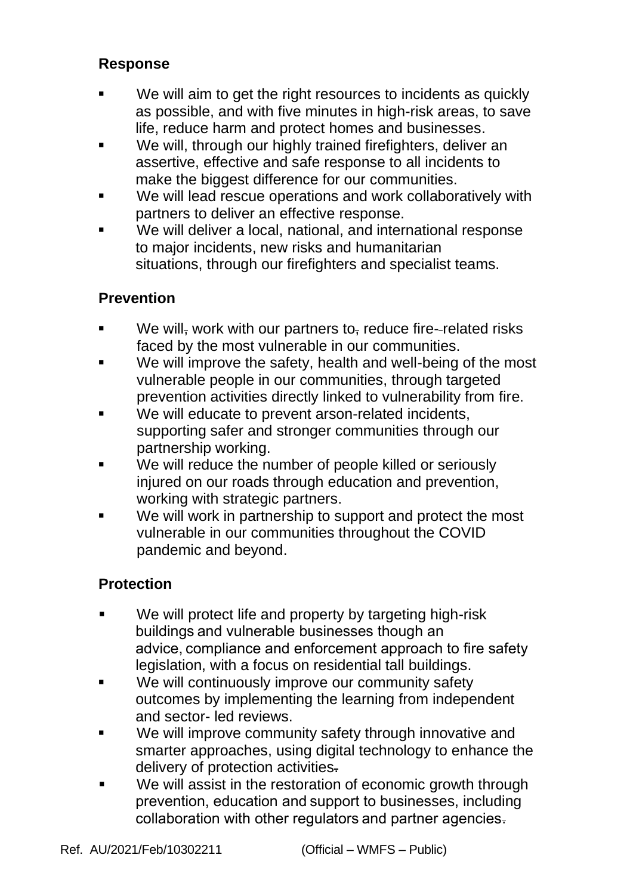**Response**

- We will aim to get the right resources to incidents as quickly as possible, and with five minutes in high-risk areas, to save life, reduce harm and protect homes and businesses.
- We will, through our highly trained firefighters, deliver an assertive, effective and safe response to all incidents to make the biggest difference for our communities.
- We will lead rescue operations and work collaboratively with partners to deliver an effective response.
- We will deliver a local, national, and international response to major incidents, new risks and humanitarian situations, through our firefighters and specialist teams.

**Prevention**

- We will, work with our partners to, reduce fire--related risks faced by the most vulnerable in our communities.
- We will improve the safety, health and well-being of the most vulnerable people in our communities, through targeted prevention activities directly linked to vulnerability from fire.
- We will educate to prevent arson-related incidents, supporting safer and stronger communities through our partnership working.
- We will reduce the number of people killed or seriously injured on our roads through education and prevention, working with strategic partners.
- We will work in partnership to support and protect the most vulnerable in our communities throughout the COVID pandemic and beyond.

**Protection**

- We will protect life and property by targeting high-risk buildings and vulnerable businesses though an advice, compliance and enforcement approach to fire safety legislation, with a focus on residential tall buildings.
- We will continuously improve our community safety outcomes by implementing the learning from independent and sector- led reviews.
- We will improve community safety through innovative and smarter approaches, using digital technology to enhance the delivery of protection activities.
- We will assist in the restoration of economic growth through prevention, education and support to businesses, including collaboration with other regulators and partner agencies.

Ref. AU/2021/Feb/10302211 (Official – WMFS – Public)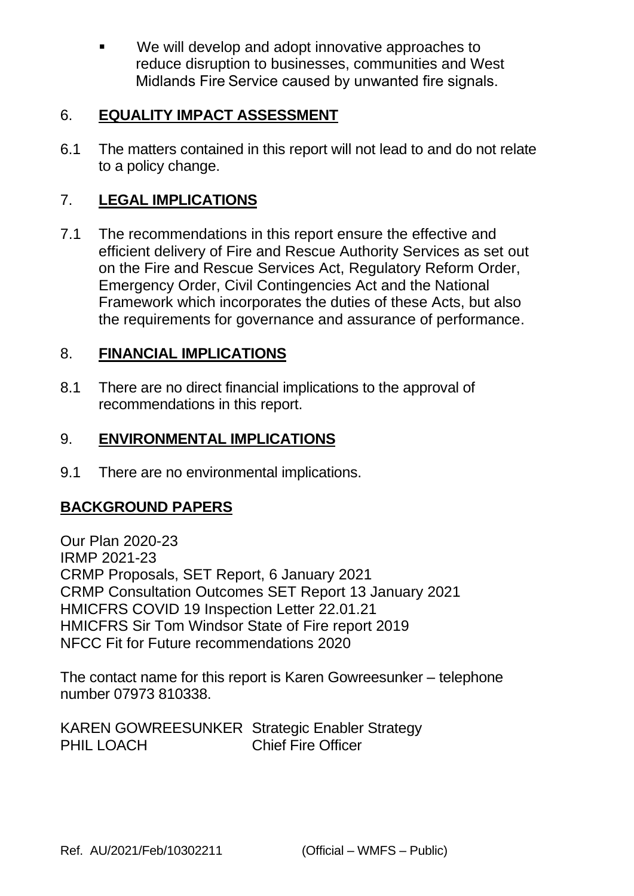- We will develop and adopt innovative approaches to reduce disruption to businesses, communities and West Midlands Fire Service caused by unwanted fire signals.

## 6. EQUALITY IMPACT ASSESSMENT

6.1 The matters contained in this report will not lead to and do not relate to a policy change.

## 7. LEGAL IMPLICATIONS

7.1 The recommendations in this report ensure the effective and efficient delivery of Fire and Rescue Authority Services as set out on the Fire and Rescue Services Act, Regulatory Reform Order, Emergency Order, Civil Contingencies Act and the National Framework which incorporates the duties of these Acts, but also the requirements for governance and assurance of performance.

## 8. FINANCIAL IMPLICATIONS

8.1 There are no direct financial implications to the approval of recommendations in this report.

## 9. ENVIRONMENTAL IMPLICATIONS

9.1 There are no environmental implications.

## BACKGROUND PAPERS

Our Plan 2020-23
IRMP 2021-23
CRMP Proposals, SET Report, 6 January 2021
CRMP Consultation Outcomes SET Report 13 January 2021
HMICFRS COVID 19 Inspection Letter 22.01.21
HMICFRS Sir Tom Windsor State of Fire report 2019
NFCC Fit for Future recommendations 2020

The contact name for this report is Karen Gowreesunker – telephone number 07973 810338.

KAREN GOWREESUNKER Strategic Enabler Strategy
PHIL LOACH Chief Fire Officer

Ref. AU/2021/Feb/10302211 (Official – WMFS – Public)